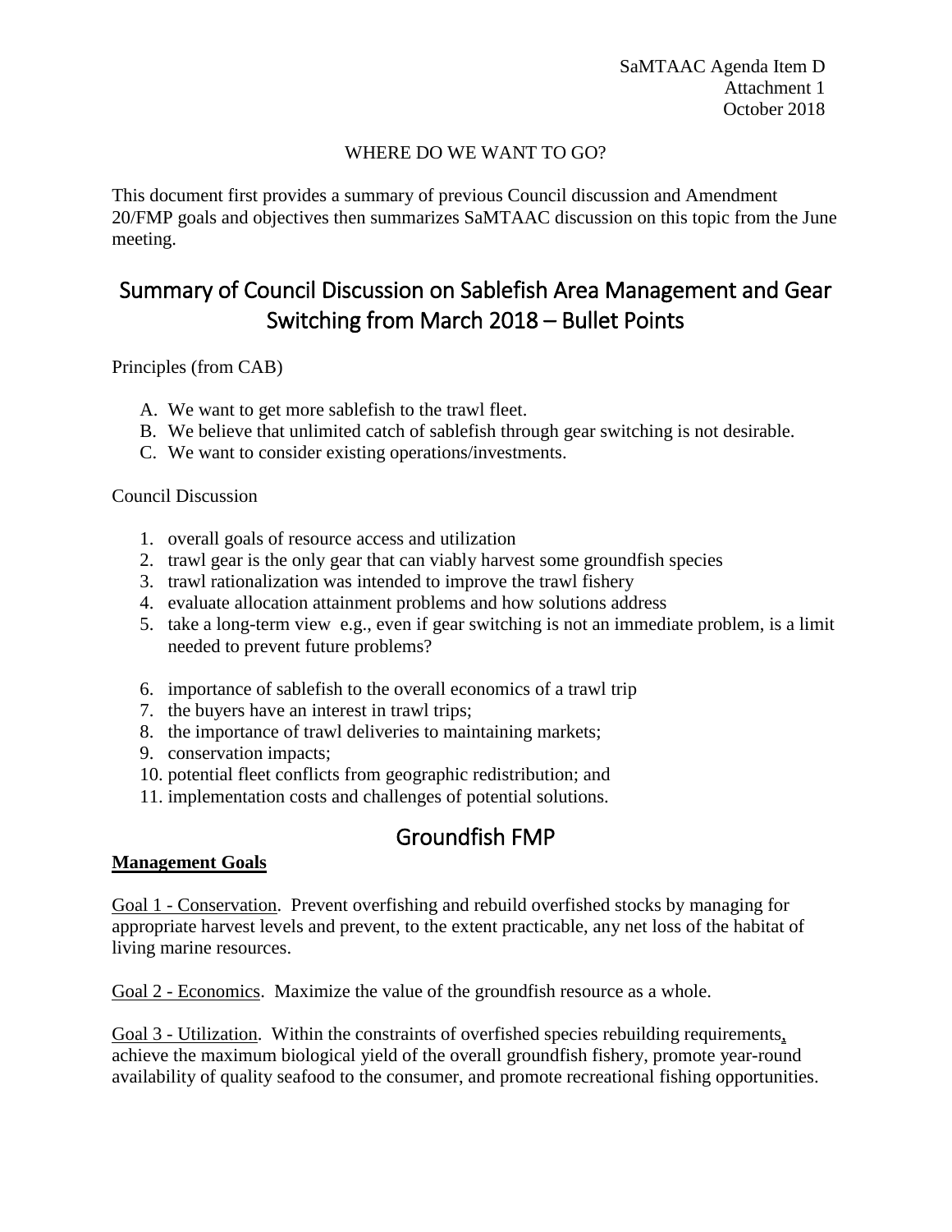SaMTAAC Agenda Item D
Attachment 1
October 2018

WHERE DO WE WANT TO GO?

This document first provides a summary of previous Council discussion and Amendment 20/FMP goals and objectives then summarizes SaMTAAC discussion on this topic from the June meeting.

# Summary of Council Discussion on Sablefish Area Management and Gear Switching from March 2018 – Bullet Points

Principles (from CAB)

A. We want to get more sablefish to the trawl fleet.
B. We believe that unlimited catch of sablefish through gear switching is not desirable.
C. We want to consider existing operations/investments.

Council Discussion

1. overall goals of resource access and utilization
2. trawl gear is the only gear that can viably harvest some groundfish species
3. trawl rationalization was intended to improve the trawl fishery
4. evaluate allocation attainment problems and how solutions address
5. take a long-term view e.g., even if gear switching is not an immediate problem, is a limit needed to prevent future problems?

6. importance of sablefish to the overall economics of a trawl trip
7. the buyers have an interest in trawl trips;
8. the importance of trawl deliveries to maintaining markets;
9. conservation impacts;
10. potential fleet conflicts from geographic redistribution; and
11. implementation costs and challenges of potential solutions.

# Groundfish FMP

**Management Goals**

Goal 1 - Conservation. Prevent overfishing and rebuild overfished stocks by managing for appropriate harvest levels and prevent, to the extent practicable, any net loss of the habitat of living marine resources.

Goal 2 - Economics. Maximize the value of the groundfish resource as a whole.

Goal 3 - Utilization. Within the constraints of overfished species rebuilding requirements, achieve the maximum biological yield of the overall groundfish fishery, promote year-round availability of quality seafood to the consumer, and promote recreational fishing opportunities.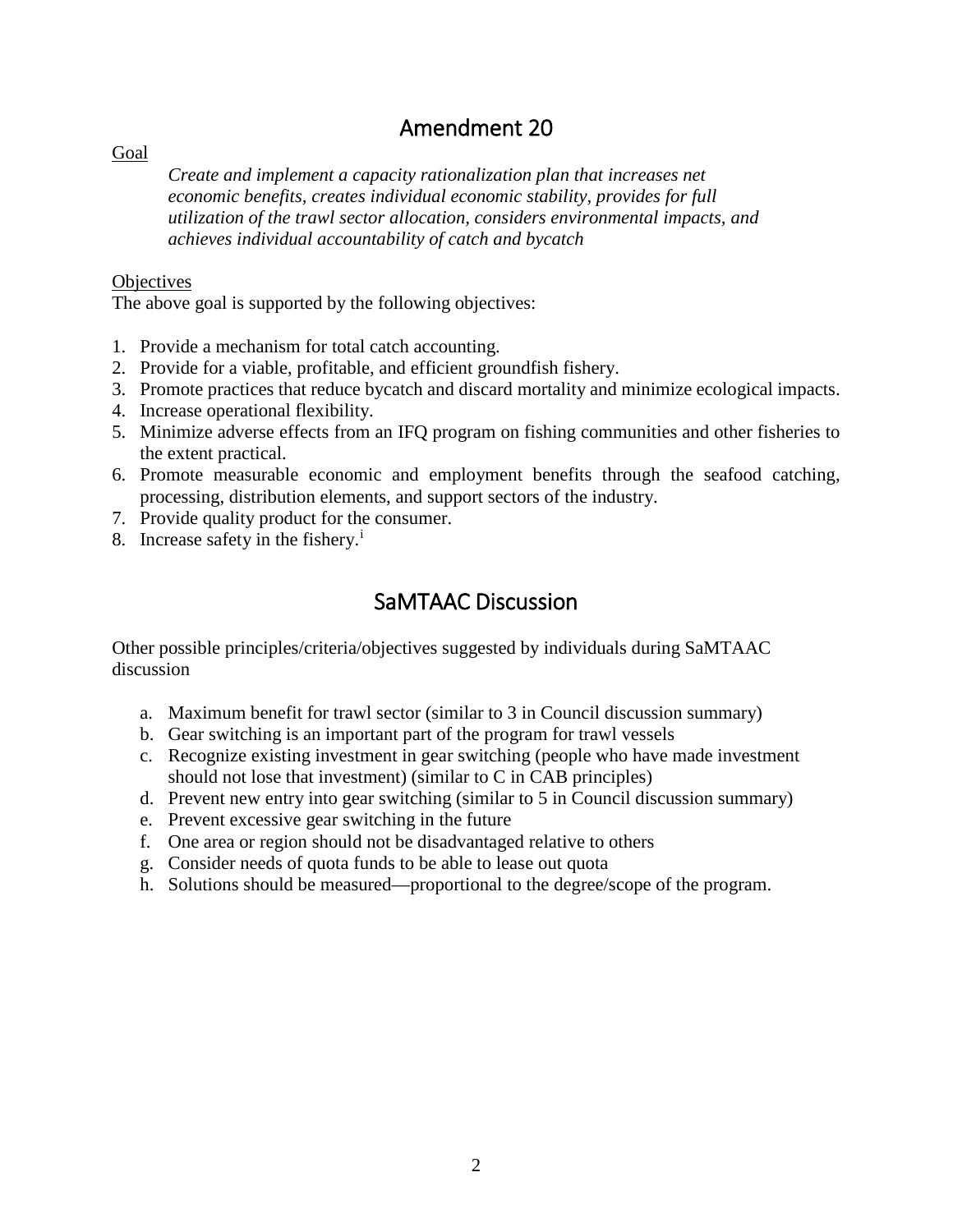## Amendment 20

Goal

*Create and implement a capacity rationalization plan that increases net economic benefits, creates individual economic stability, provides for full utilization of the trawl sector allocation, considers environmental impacts, and achieves individual accountability of catch and bycatch*

Objectives

The above goal is supported by the following objectives:

1. Provide a mechanism for total catch accounting.
2. Provide for a viable, profitable, and efficient groundfish fishery.
3. Promote practices that reduce bycatch and discard mortality and minimize ecological impacts.
4. Increase operational flexibility.
5. Minimize adverse effects from an IFQ program on fishing communities and other fisheries to the extent practical.
6. Promote measurable economic and employment benefits through the seafood catching, processing, distribution elements, and support sectors of the industry.
7. Provide quality product for the consumer.
8. Increase safety in the fishery.[i]

## SaMTAAC Discussion

Other possible principles/criteria/objectives suggested by individuals during SaMTAAC discussion

a. Maximum benefit for trawl sector (similar to 3 in Council discussion summary)
b. Gear switching is an important part of the program for trawl vessels
c. Recognize existing investment in gear switching (people who have made investment should not lose that investment) (similar to C in CAB principles)
d. Prevent new entry into gear switching (similar to 5 in Council discussion summary)
e. Prevent excessive gear switching in the future
f. One area or region should not be disadvantaged relative to others
g. Consider needs of quota funds to be able to lease out quota
h. Solutions should be measured—proportional to the degree/scope of the program.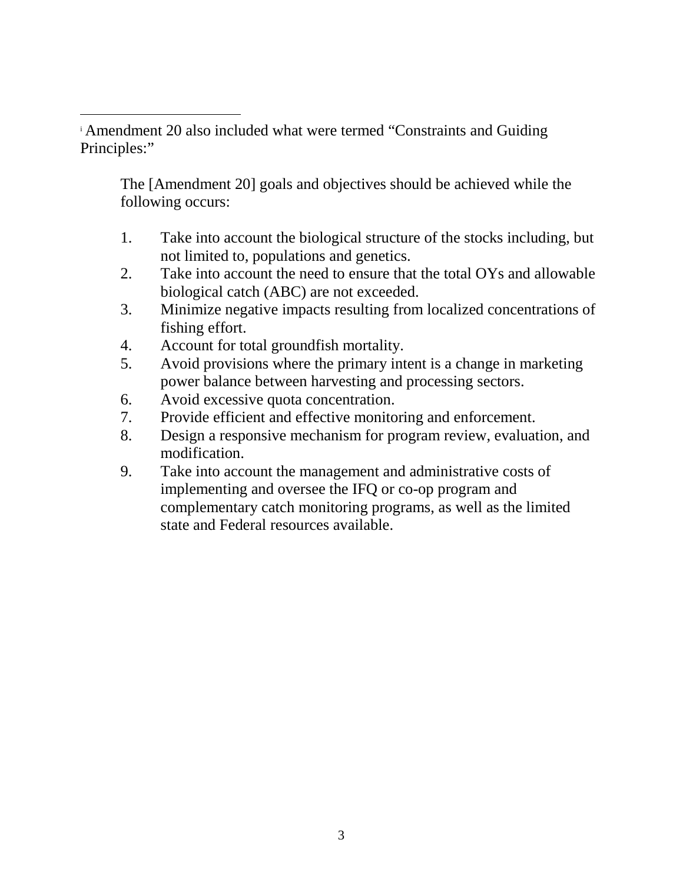[i] Amendment 20 also included what were termed "Constraints and Guiding Principles:"

> The [Amendment 20] goals and objectives should be achieved while the following occurs:
>
> 1. Take into account the biological structure of the stocks including, but not limited to, populations and genetics.
> 2. Take into account the need to ensure that the total OYs and allowable biological catch (ABC) are not exceeded.
> 3. Minimize negative impacts resulting from localized concentrations of fishing effort.
> 4. Account for total groundfish mortality.
> 5. Avoid provisions where the primary intent is a change in marketing power balance between harvesting and processing sectors.
> 6. Avoid excessive quota concentration.
> 7. Provide efficient and effective monitoring and enforcement.
> 8. Design a responsive mechanism for program review, evaluation, and modification.
> 9. Take into account the management and administrative costs of implementing and oversee the IFQ or co-op program and complementary catch monitoring programs, as well as the limited state and Federal resources available.